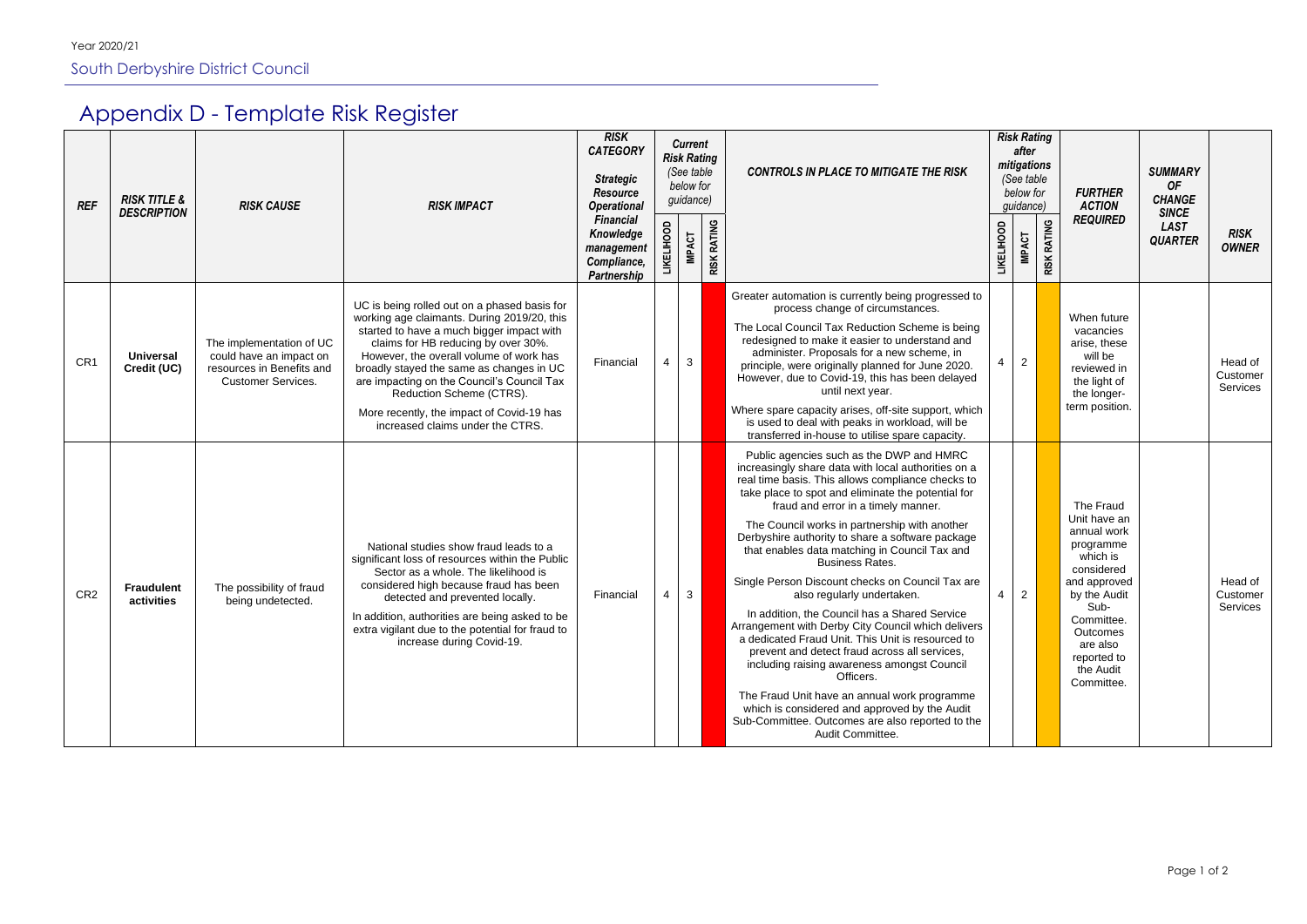Year 2020/21

South Derbyshire District Council

# Appendix D - Template Risk Register

| REF | RISK TITLE & DESCRIPTION | RISK CAUSE | RISK IMPACT | RISK CATEGORY Strategic Resource Operational Financial Knowledge management Compliance, Partnership | Current Risk Rating (See table below for guidance) | | | CONTROLS IN PLACE TO MITIGATE THE RISK | Risk Rating after mitigations (See table below for guidance) | | | FURTHER ACTION REQUIRED | SUMMARY OF CHANGE SINCE LAST QUARTER | RISK OWNER |
|---|---|---|---|---|---|---|---|---|---|---|---|---|---|---|
| | | | | | LIKELIHOOD | IMPACT | RISK RATING | | LIKELIHOOD | IMPACT | RISK RATING | | | |
| CR1 | **Universal Credit (UC)** | The implementation of UC could have an impact on resources in Benefits and Customer Services. | UC is being rolled out on a phased basis for working age claimants. During 2019/20, this started to have a much bigger impact with claims for HB reducing by over 30%. However, the overall volume of work has broadly stayed the same as changes in UC are impacting on the Council's Council Tax Reduction Scheme (CTRS).<br><br>More recently, the impact of Covid-19 has increased claims under the CTRS. | Financial | 4 | 3 | | Greater automation is currently being progressed to process change of circumstances.<br><br>The Local Council Tax Reduction Scheme is being redesigned to make it easier to understand and administer. Proposals for a new scheme, in principle, were originally planned for June 2020. However, due to Covid-19, this has been delayed until next year.<br><br>Where spare capacity arises, off-site support, which is used to deal with peaks in workload, will be transferred in-house to utilise spare capacity. | 4 | 2 | | When future vacancies arise, these will be reviewed in the light of the longer-term position. | | Head of Customer Services |
| CR2 | **Fraudulent activities** | The possibility of fraud being undetected. | National studies show fraud leads to a significant loss of resources within the Public Sector as a whole. The likelihood is considered high because fraud has been detected and prevented locally.<br><br>In addition, authorities are being asked to be extra vigilant due to the potential for fraud to increase during Covid-19. | Financial | 4 | 3 | | Public agencies such as the DWP and HMRC increasingly share data with local authorities on a real time basis. This allows compliance checks to take place to spot and eliminate the potential for fraud and error in a timely manner.<br><br>The Council works in partnership with another Derbyshire authority to share a software package that enables data matching in Council Tax and Business Rates.<br><br>Single Person Discount checks on Council Tax are also regularly undertaken.<br><br>In addition, the Council has a Shared Service Arrangement with Derby City Council which delivers a dedicated Fraud Unit. This Unit is resourced to prevent and detect fraud across all services, including raising awareness amongst Council Officers.<br><br>The Fraud Unit have an annual work programme which is considered and approved by the Audit Sub-Committee. Outcomes are also reported to the Audit Committee. | 4 | 2 | | The Fraud Unit have an annual work programme which is considered and approved by the Audit Sub-Committee. Outcomes are also reported to the Audit Committee. | | Head of Customer Services |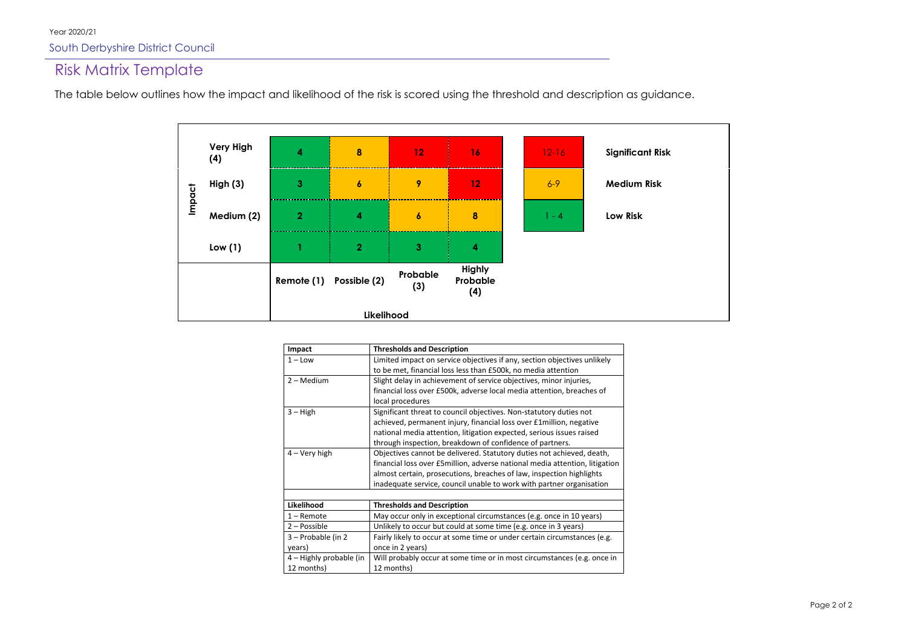Year 2020/21

South Derbyshire District Council

# Risk Matrix Template

The table below outlines how the impact and likelihood of the risk is scored using the threshold and description as guidance.

| Impact | | Remote (1) | Possible (2) | Probable (3) | Highly Probable (4) |
|---|---|---|---|---|---|
| | **Very High (4)** | 4 | 8 | 12 | 16 |
| | **High (3)** | 3 | 6 | 9 | 12 |
| | **Medium (2)** | 2 | 4 | 6 | 8 |
| | **Low (1)** | 1 | 2 | 3 | 4 |

**Likelihood**

| Score | Risk |
|---|---|
| 12-16 | **Significant Risk** |
| 6-9 | **Medium Risk** |
| 1 - 4 | **Low Risk** |

| Impact | Thresholds and Description |
|---|---|
| 1 – Low | Limited impact on service objectives if any, section objectives unlikely to be met, financial loss less than £500k, no media attention |
| 2 – Medium | Slight delay in achievement of service objectives, minor injuries, financial loss over £500k, adverse local media attention, breaches of local procedures |
| 3 – High | Significant threat to council objectives. Non-statutory duties not achieved, permanent injury, financial loss over £1million, negative national media attention, litigation expected, serious issues raised through inspection, breakdown of confidence of partners. |
| 4 – Very high | Objectives cannot be delivered. Statutory duties not achieved, death, financial loss over £5million, adverse national media attention, litigation almost certain, prosecutions, breaches of law, inspection highlights inadequate service, council unable to work with partner organisation |

| Likelihood | Thresholds and Description |
|---|---|
| 1 – Remote | May occur only in exceptional circumstances (e.g. once in 10 years) |
| 2 – Possible | Unlikely to occur but could at some time (e.g. once in 3 years) |
| 3 – Probable (in 2 years) | Fairly likely to occur at some time or under certain circumstances (e.g. once in 2 years) |
| 4 – Highly probable (in 12 months) | Will probably occur at some time or in most circumstances (e.g. once in 12 months) |